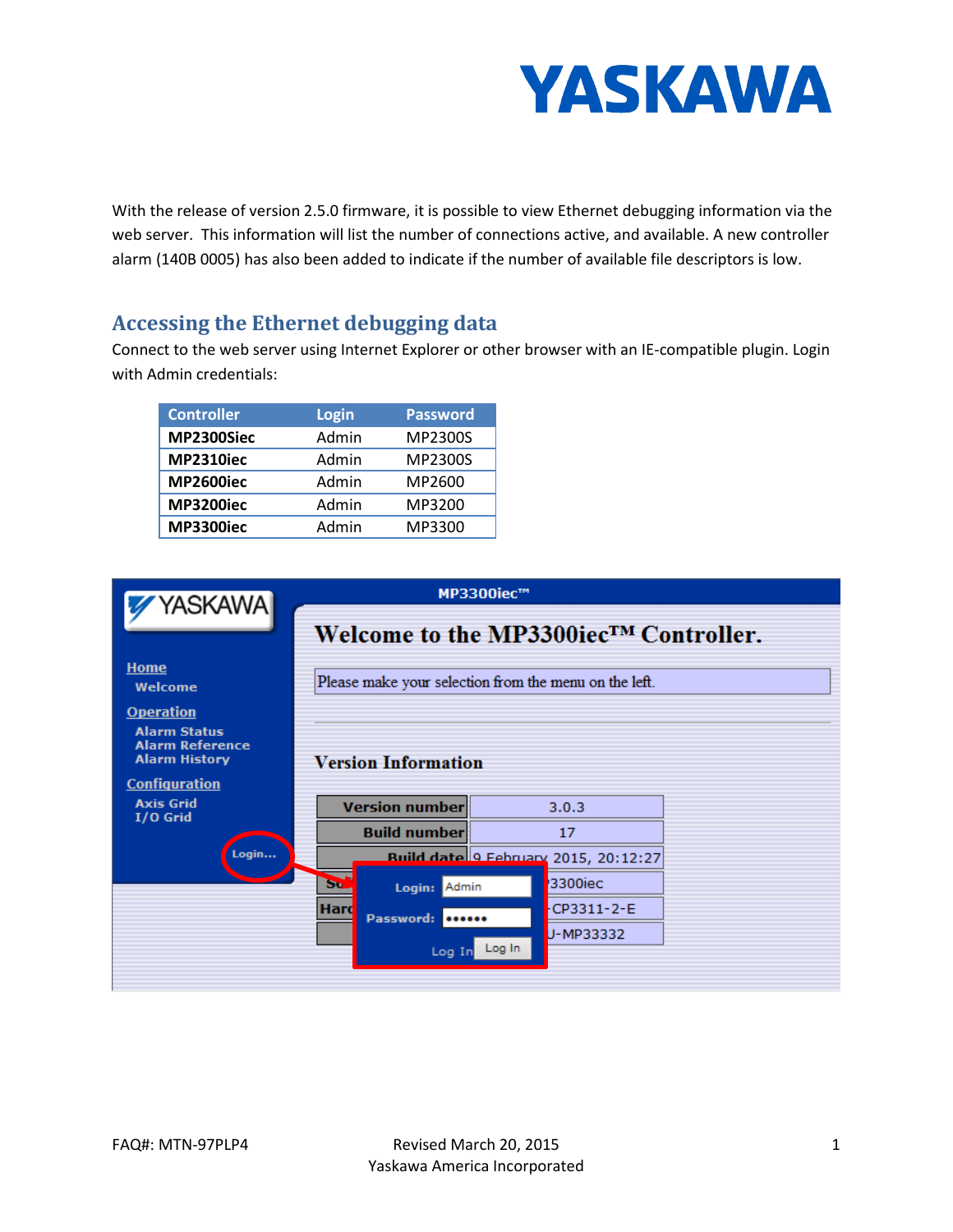With the release of version 2.5.0 firmware, it is possible to view Ethernet debugging information via the web server. This information will list the number of connections active, and available. A new controller alarm (140B 0005) has also been added to indicate if the number of available file descriptors is low.

## Accessing the Ethernet debugging data

Connect to the web server using Internet Explorer or other browser with an IE-compatible plugin. Login with Admin credentials:

| Controller | Login | Password |
|---|---|---|
| **MP2300Siec** | Admin | MP2300S |
| **MP2310iec** | Admin | MP2300S |
| **MP2600iec** | Admin | MP2600 |
| **MP3200iec** | Admin | MP3200 |
| **MP3300iec** | Admin | MP3300 |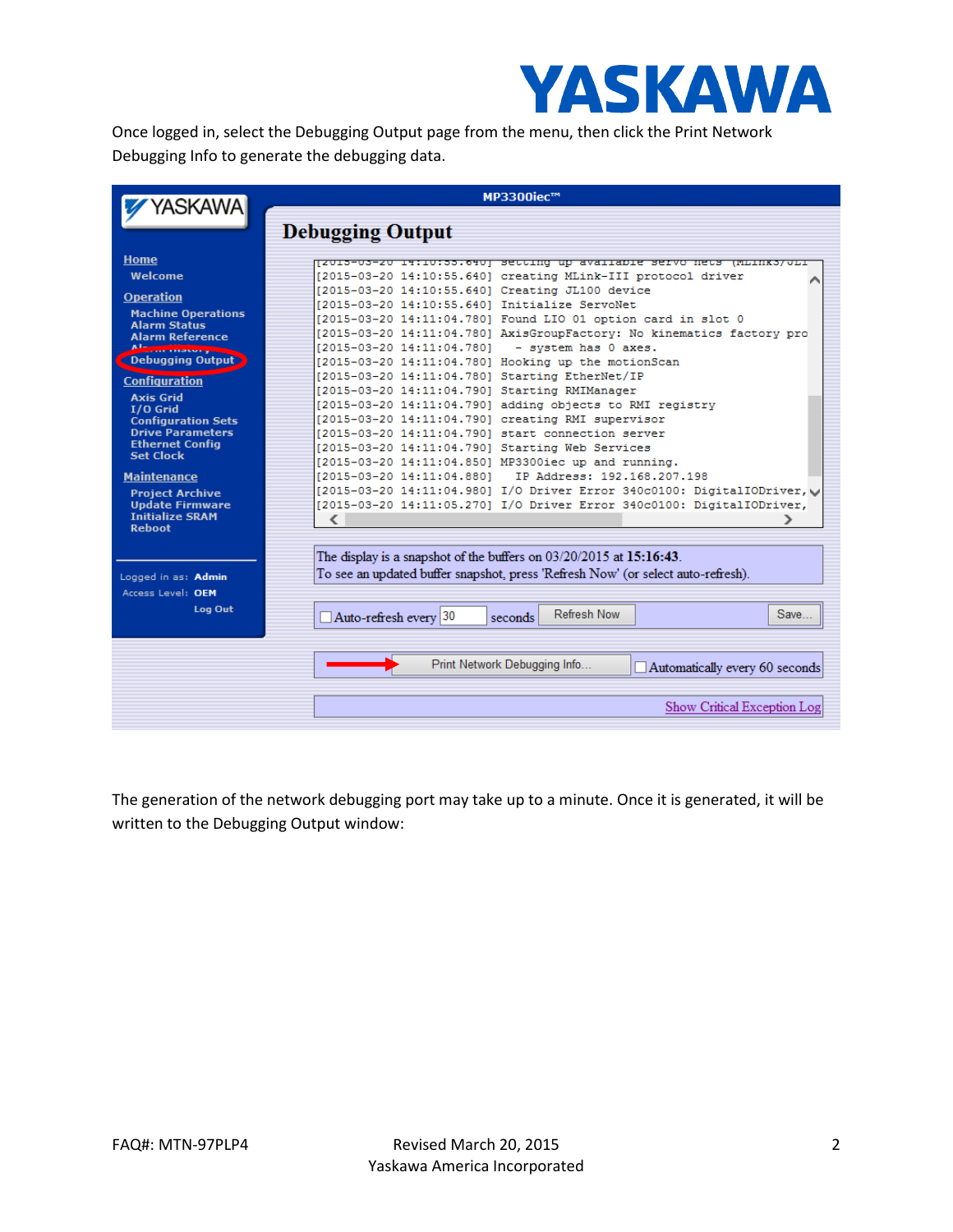Once logged in, select the Debugging Output page from the menu, then click the Print Network Debugging Info to generate the debugging data.

The generation of the network debugging port may take up to a minute. Once it is generated, it will be written to the Debugging Output window: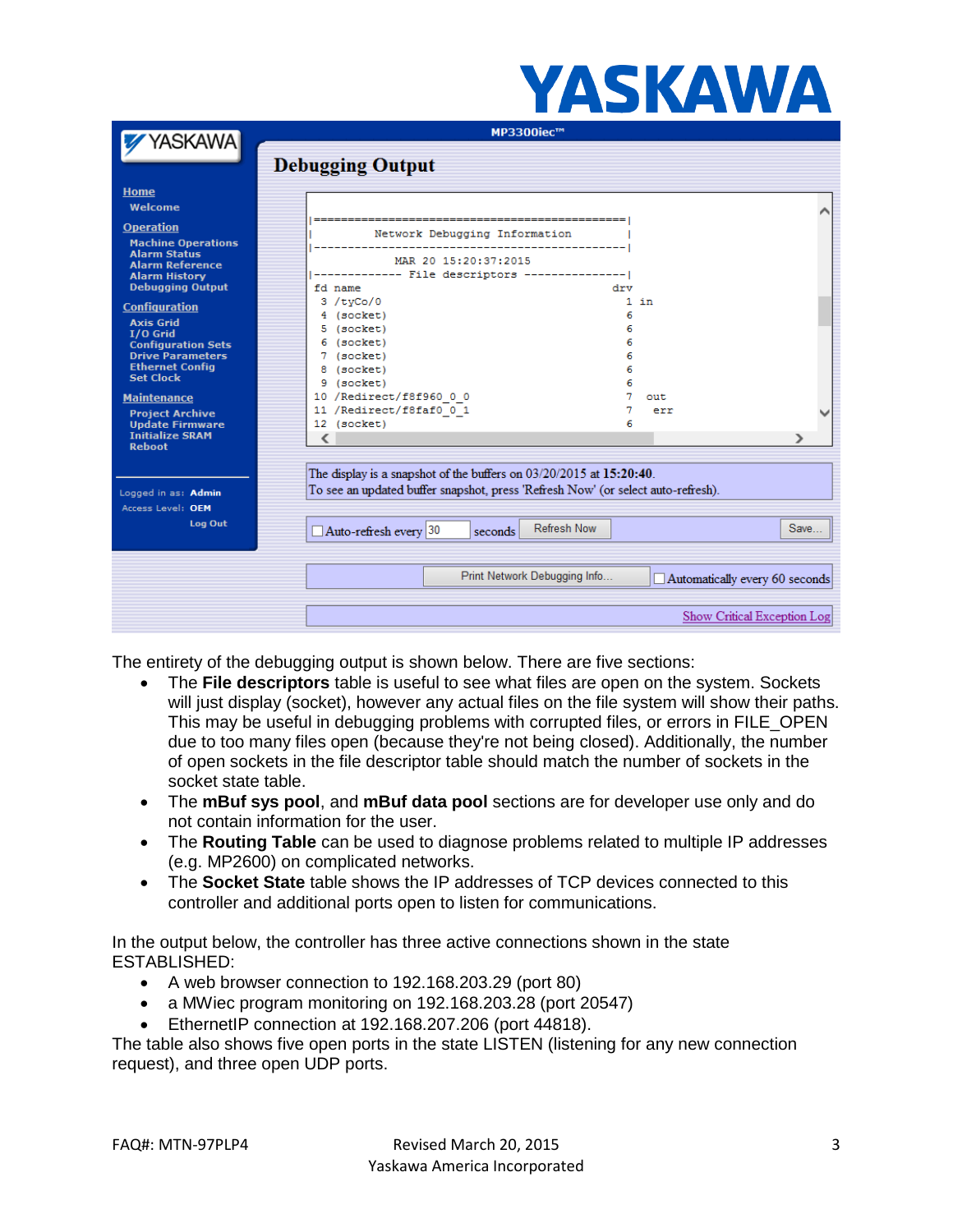The entirety of the debugging output is shown below. There are five sections:

- The **File descriptors** table is useful to see what files are open on the system. Sockets will just display (socket), however any actual files on the file system will show their paths. This may be useful in debugging problems with corrupted files, or errors in FILE_OPEN due to too many files open (because they're not being closed). Additionally, the number of open sockets in the file descriptor table should match the number of sockets in the socket state table.
- The **mBuf sys pool**, and **mBuf data pool** sections are for developer use only and do not contain information for the user.
- The **Routing Table** can be used to diagnose problems related to multiple IP addresses (e.g. MP2600) on complicated networks.
- The **Socket State** table shows the IP addresses of TCP devices connected to this controller and additional ports open to listen for communications.

In the output below, the controller has three active connections shown in the state ESTABLISHED:

- A web browser connection to 192.168.203.29 (port 80)
- a MWiec program monitoring on 192.168.203.28 (port 20547)
- EthernetIP connection at 192.168.207.206 (port 44818).

The table also shows five open ports in the state LISTEN (listening for any new connection request), and three open UDP ports.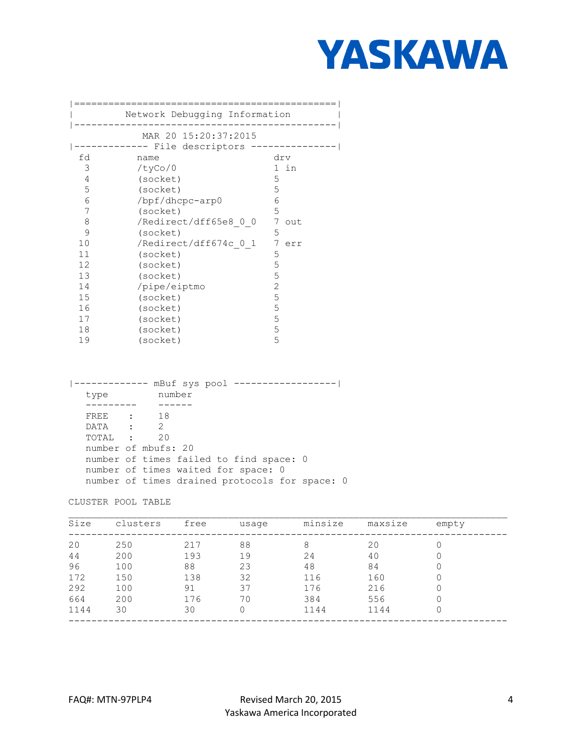```
|==============================================|
|         Network Debugging Information        |
|----------------------------------------------|
            MAR 20 15:20:37:2015
|------------- File descriptors ---------------|
  fd         name                    drv
   3        /tyCo/0                  1 in
   4        (socket)                 5
   5        (socket)                 5
   6        /bpf/dhcpc-arp0          6
   7        (socket)                 5
   8        /Redirect/dff65e8_0_0    7 out
   9        (socket)                 5
  10        /Redirect/dff674c_0_1    7 err
  11        (socket)                 5
  12        (socket)                 5
  13        (socket)                 5
  14        /pipe/eiptmo             2
  15        (socket)                 5
  16        (socket)                 5
  17        (socket)                 5
  18        (socket)                 5
  19        (socket)                 5


|------------- mBuf sys pool ------------------|
   type         number
   ---------    ------
   FREE    :     18
   DATA    :     2
   TOTAL   :     20
   number of mbufs: 20
   number of times failed to find space: 0
   number of times waited for space: 0
   number of times drained protocols for space: 0
```

CLUSTER POOL TABLE

| Size | clusters | free | usage | minsize | maxsize | empty |
|---|---|---|---|---|---|---|
| 20 | 250 | 217 | 88 | 8 | 20 | 0 |
| 44 | 200 | 193 | 19 | 24 | 40 | 0 |
| 96 | 100 | 88 | 23 | 48 | 84 | 0 |
| 172 | 150 | 138 | 32 | 116 | 160 | 0 |
| 292 | 100 | 91 | 37 | 176 | 216 | 0 |
| 664 | 200 | 176 | 70 | 384 | 556 | 0 |
| 1144 | 30 | 30 | 0 | 1144 | 1144 | 0 |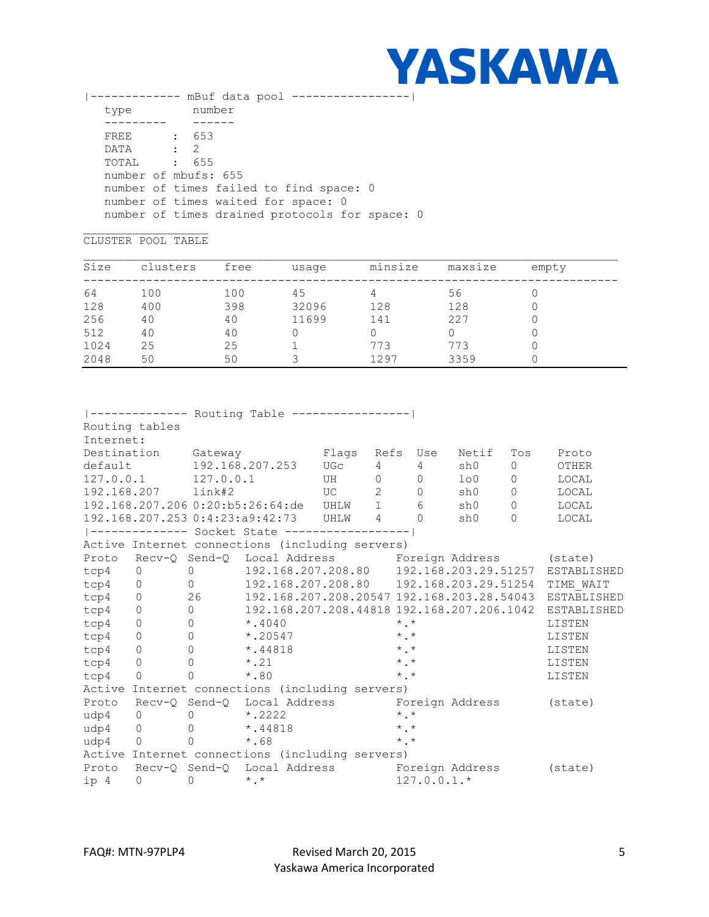```
|------------- mBuf data pool -----------------|
   type          number
   ---------     ------
   FREE      :  653
   DATA      :  2
   TOTAL     :  655
   number of mbufs: 655
   number of times failed to find space: 0
   number of times waited for space: 0
   number of times drained protocols for space: 0
```

CLUSTER POOL TABLE

| Size | clusters | free | usage | minsize | maxsize | empty |
|---|---|---|---|---|---|---|
| 64 | 100 | 100 | 45 | 4 | 56 | 0 |
| 128 | 400 | 398 | 32096 | 128 | 128 | 0 |
| 256 | 40 | 40 | 11699 | 141 | 227 | 0 |
| 512 | 40 | 40 | 0 | 0 | 0 | 0 |
| 1024 | 25 | 25 | 1 | 773 | 773 | 0 |
| 2048 | 50 | 50 | 3 | 1297 | 3359 | 0 |

```
|-------------- Routing Table -----------------|
Routing tables
Internet:
Destination      Gateway            Flags  Refs  Use   Netif  Tos    Proto
default          192.168.207.253    UGc    4     4     sh0    0      OTHER
127.0.0.1        127.0.0.1          UH     0     0     lo0    0      LOCAL
192.168.207      link#2             UC     2     0     sh0    0      LOCAL
192.168.207.206 0:20:b5:26:64:de    UHLW   1     6     sh0    0      LOCAL
192.168.207.253 0:4:23:a9:42:73     UHLW   4     0     sh0    0      LOCAL
|-------------- Socket State ------------------|
Active Internet connections (including servers)
Proto  Recv-Q Send-Q  Local Address          Foreign Address        (state)
tcp4   0      0       192.168.207.208.80     192.168.203.29.51257   ESTABLISHED
tcp4   0      0       192.168.207.208.80     192.168.203.29.51254   TIME_WAIT
tcp4   0      26      192.168.207.208.20547  192.168.203.28.54043   ESTABLISHED
tcp4   0      0       192.168.207.208.44818  192.168.207.206.1042   ESTABLISHED
tcp4   0      0       *.4040                 *.*                    LISTEN
tcp4   0      0       *.20547                *.*                    LISTEN
tcp4   0      0       *.44818                *.*                    LISTEN
tcp4   0      0       *.21                   *.*                    LISTEN
tcp4   0      0       *.80                   *.*                    LISTEN
Active Internet connections (including servers)
Proto  Recv-Q Send-Q  Local Address          Foreign Address        (state)
udp4   0      0       *.2222                 *.*
udp4   0      0       *.44818                *.*
udp4   0      0       *.68                   *.*
Active Internet connections (including servers)
Proto  Recv-Q Send-Q  Local Address          Foreign Address        (state)
ip 4   0      0       *.*                    127.0.0.1.*
```

FAQ#: MTN-97PLP4

Revised March 20, 2015
Yaskawa America Incorporated